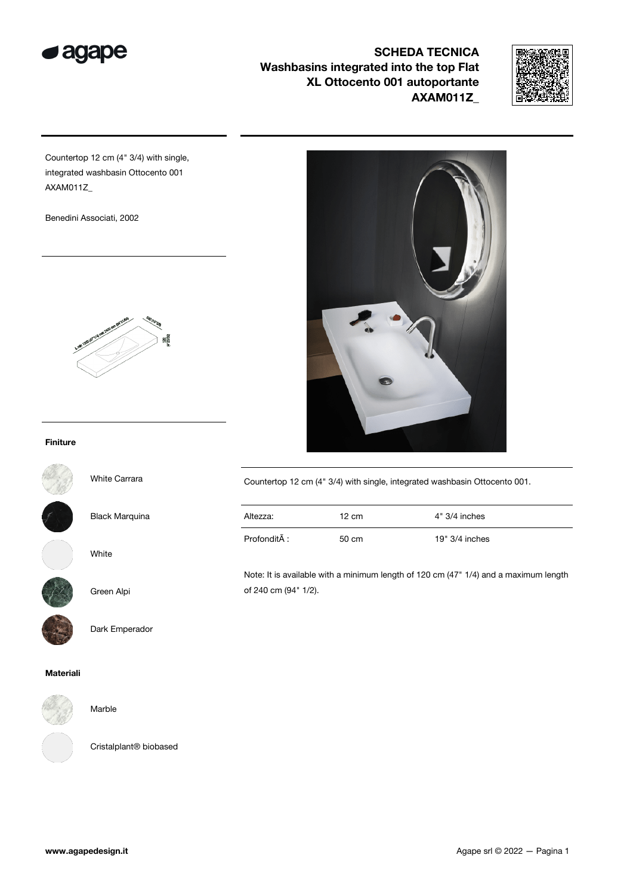# SCHEDA TECNICA
## Washbasins integrated into the top Flat XL Ottocento 001 autoportante AXAM011Z_

Countertop 12 cm (4" 3/4) with single, integrated washbasin Ottocento 001 AXAM011Z_

Benedini Associati, 2002

### Finiture

- White Carrara
- Black Marquina
- White
- Green Alpi
- Dark Emperador

### Materiali

- Marble
- Cristalplant® biobased

Countertop 12 cm (4" 3/4) with single, integrated washbasin Ottocento 001.

| | | |
|---|---|---|
| Altezza: | 12 cm | 4" 3/4 inches |
| ProfonditÃ : | 50 cm | 19" 3/4 inches |

Note: It is available with a minimum length of 120 cm (47" 1/4) and a maximum length of 240 cm (94" 1/2).

www.agapedesign.it

Agape srl © 2022 — Pagina 1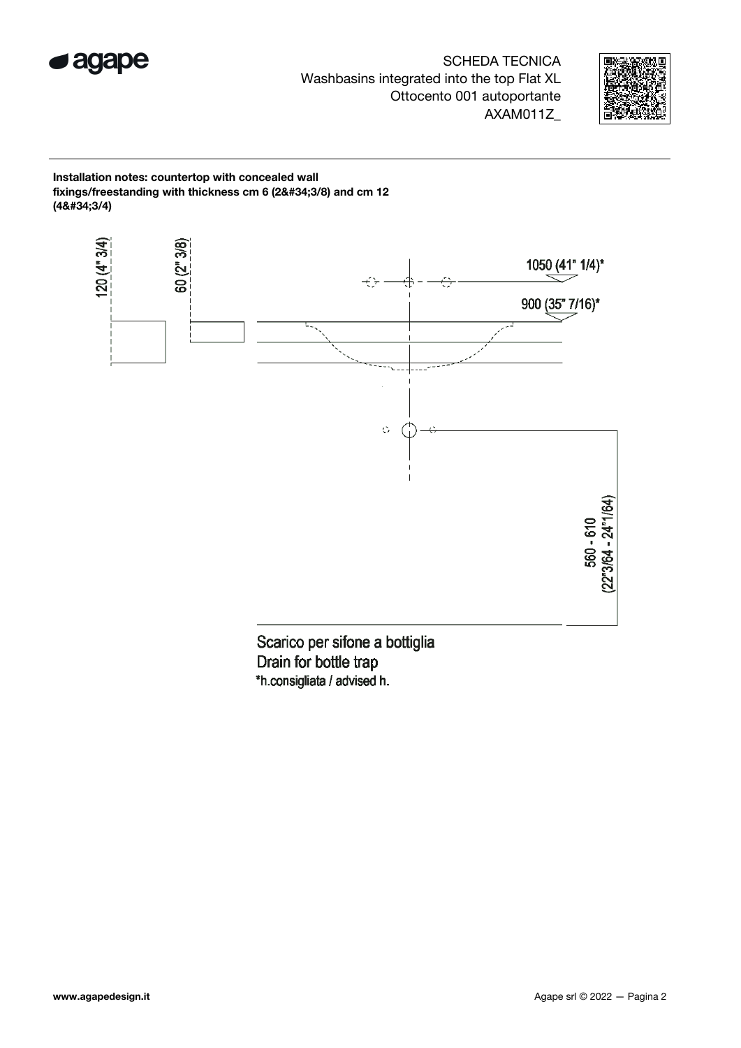**Installation notes: countertop with concealed wall fixings/freestanding with thickness cm 6 (2&#34;3/8) and cm 12 (4&#34;3/4)**

120 (4" 3/4)

60 (2" 3/8)

1050 (41" 1/4)*

900 (35" 7/16)*

560 - 610
(22"3/64 - 24"1/64)

Scarico per sifone a bottiglia
Drain for bottle trap
*h.consigliata / advised h.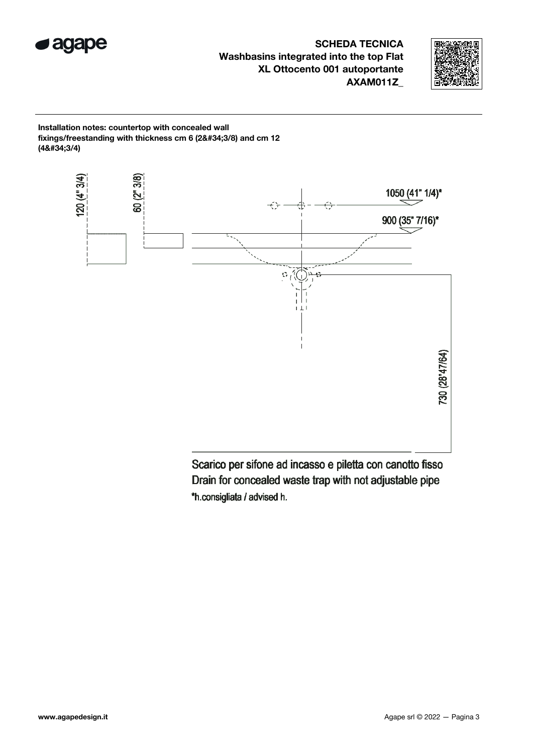**SCHEDA TECNICA**
**Washbasins integrated into the top Flat**
**XL Ottocento 001 autoportante**
**AXAM011Z_**

**Installation notes: countertop with concealed wall fixings/freestanding with thickness cm 6 (2&#34;3/8) and cm 12 (4&#34;3/4)**

120 (4" 3/4)

60 (2" 3/8)

1050 (41" 1/4)*

900 (35" 7/16)*

730 (28"47/64)

Scarico per sifone ad incasso e piletta con canotto fisso
Drain for concealed waste trap with not adjustable pipe
*h.consigliata / advised h.

www.agapedesign.it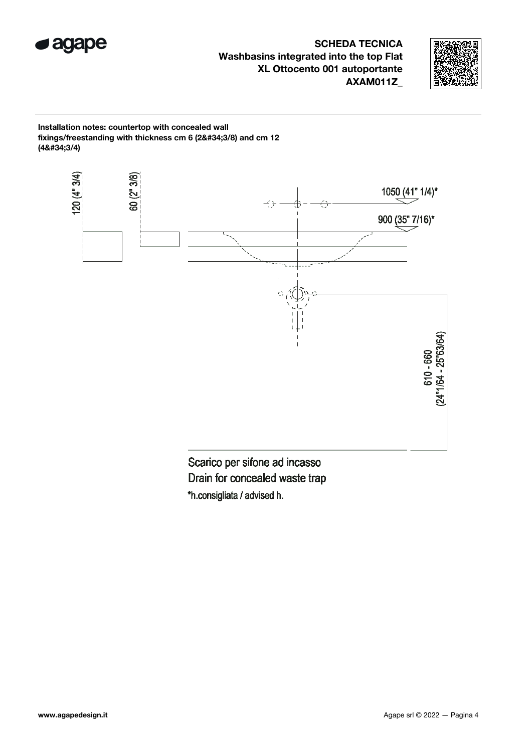**SCHEDA TECNICA**
**Washbasins integrated into the top Flat**
**XL Ottocento 001 autoportante**
**AXAM011Z_**

**Installation notes: countertop with concealed wall fixings/freestanding with thickness cm 6 (2&#34;3/8) and cm 12 (4&#34;3/4)**

120 (4" 3/4)

60 (2" 3/8)

1050 (41" 1/4)*

900 (35" 7/16)*

610 - 660
(24"1/64 - 25"63/64)

Scarico per sifone ad incasso
Drain for concealed waste trap
*h.consigliata / advised h.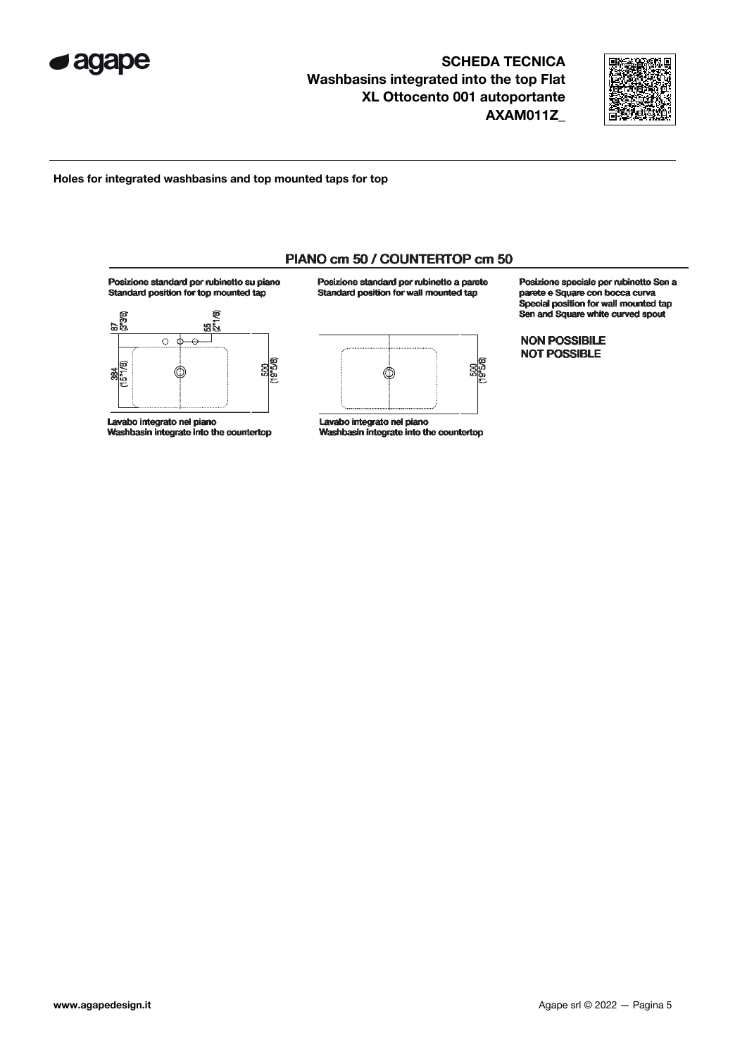## SCHEDA TECNICA
## Washbasins integrated into the top Flat
## XL Ottocento 001 autoportante
## AXAM011Z_

**Holes for integrated washbasins and top mounted taps for top**

### PIANO cm 50 / COUNTERTOP cm 50

**Posizione standard per rubinetto su piano**
**Standard position for top mounted tap**

87 (3"3/8)
55 (2"1/8)
384 (15"1/8)
500 (19"5/8)

Lavabo integrato nel piano
Washbasin integrate into the countertop

**Posizione standard per rubinetto a parete**
**Standard position for wall mounted tap**

500 (19"5/8)

Lavabo integrato nel piano
Washbasin integrate into the countertop

**Posizione speciale per rubinetto Sen a parete e Square con bocca curva**
**Special position for wall mounted tap Sen and Square white curved spout**

**NON POSSIBILE**
**NOT POSSIBLE**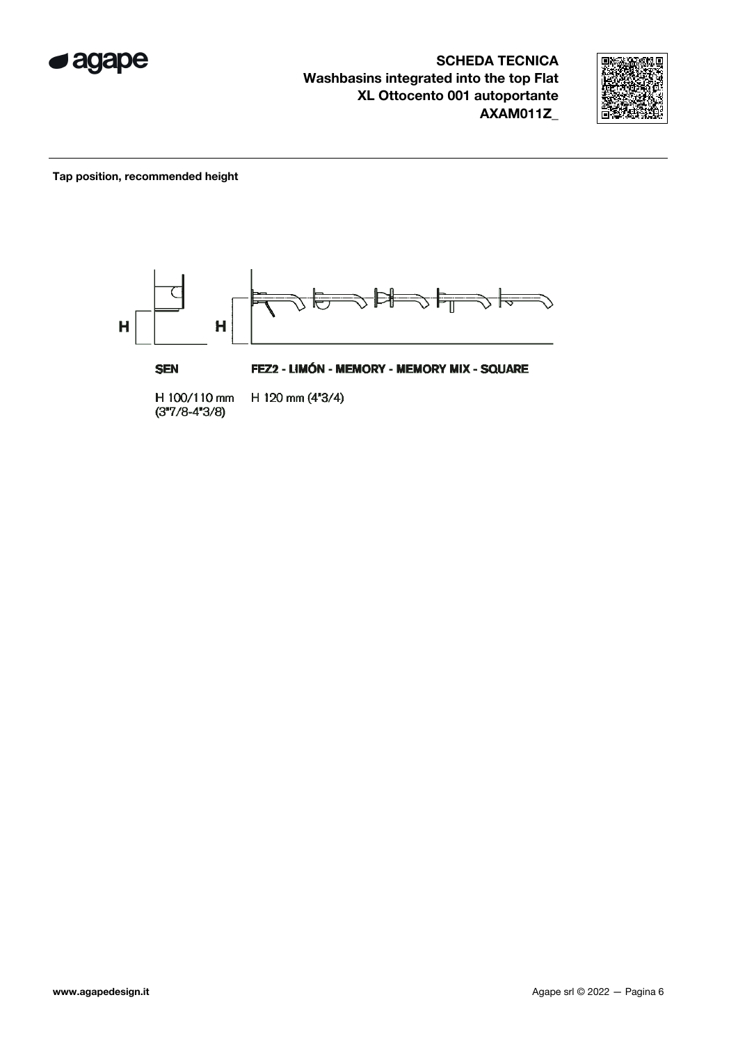**Tap position, recommended height**

H

H

SEN

FEZ2 - LIMÓN - MEMORY - MEMORY MIX - SQUARE

H 100/110 mm
(3"7/8-4"3/8)

H 120 mm (4"3/4)